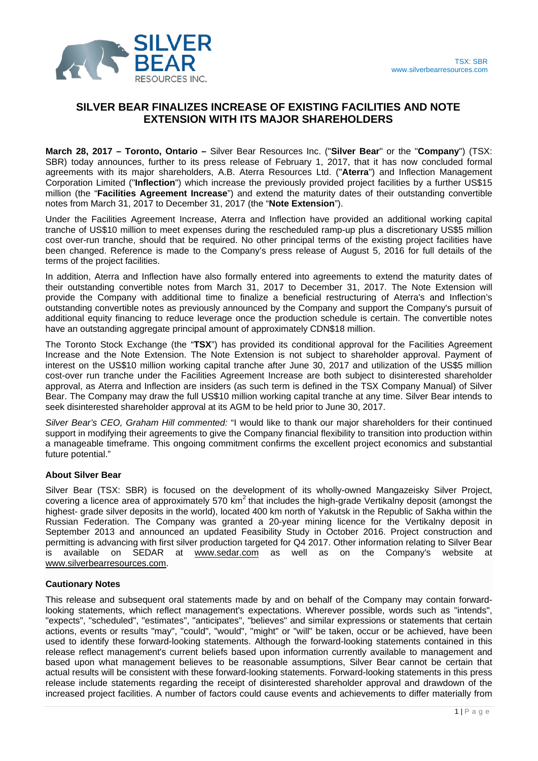TSX: SBR
www.silverbearresources.com

# SILVER BEAR FINALIZES INCREASE OF EXISTING FACILITIES AND NOTE EXTENSION WITH ITS MAJOR SHAREHOLDERS

**March 28, 2017 – Toronto, Ontario –** Silver Bear Resources Inc. ("**Silver Bear**" or the "**Company**") (TSX: SBR) today announces, further to its press release of February 1, 2017, that it has now concluded formal agreements with its major shareholders, A.B. Aterra Resources Ltd. ("**Aterra**") and Inflection Management Corporation Limited ("**Inflection**") which increase the previously provided project facilities by a further US$15 million (the "**Facilities Agreement Increase**") and extend the maturity dates of their outstanding convertible notes from March 31, 2017 to December 31, 2017 (the "**Note Extension**").

Under the Facilities Agreement Increase, Aterra and Inflection have provided an additional working capital tranche of US$10 million to meet expenses during the rescheduled ramp-up plus a discretionary US$5 million cost over-run tranche, should that be required. No other principal terms of the existing project facilities have been changed. Reference is made to the Company's press release of August 5, 2016 for full details of the terms of the project facilities.

In addition, Aterra and Inflection have also formally entered into agreements to extend the maturity dates of their outstanding convertible notes from March 31, 2017 to December 31, 2017. The Note Extension will provide the Company with additional time to finalize a beneficial restructuring of Aterra's and Inflection's outstanding convertible notes as previously announced by the Company and support the Company's pursuit of additional equity financing to reduce leverage once the production schedule is certain. The convertible notes have an outstanding aggregate principal amount of approximately CDN$18 million.

The Toronto Stock Exchange (the "**TSX**") has provided its conditional approval for the Facilities Agreement Increase and the Note Extension. The Note Extension is not subject to shareholder approval. Payment of interest on the US$10 million working capital tranche after June 30, 2017 and utilization of the US$5 million cost-over run tranche under the Facilities Agreement Increase are both subject to disinterested shareholder approval, as Aterra and Inflection are insiders (as such term is defined in the TSX Company Manual) of Silver Bear. The Company may draw the full US$10 million working capital tranche at any time. Silver Bear intends to seek disinterested shareholder approval at its AGM to be held prior to June 30, 2017.

*Silver Bear's CEO, Graham Hill commented:* "I would like to thank our major shareholders for their continued support in modifying their agreements to give the Company financial flexibility to transition into production within a manageable timeframe. This ongoing commitment confirms the excellent project economics and substantial future potential."

### About Silver Bear

Silver Bear (TSX: SBR) is focused on the development of its wholly-owned Mangazeisky Silver Project, covering a licence area of approximately 570 km$^2$ that includes the high-grade Vertikalny deposit (amongst the highest- grade silver deposits in the world), located 400 km north of Yakutsk in the Republic of Sakha within the Russian Federation. The Company was granted a 20-year mining licence for the Vertikalny deposit in September 2013 and announced an updated Feasibility Study in October 2016. Project construction and permitting is advancing with first silver production targeted for Q4 2017. Other information relating to Silver Bear is available on SEDAR at www.sedar.com as well as on the Company's website at www.silverbearresources.com.

### Cautionary Notes

This release and subsequent oral statements made by and on behalf of the Company may contain forward-looking statements, which reflect management's expectations. Wherever possible, words such as "intends", "expects", "scheduled", "estimates", "anticipates", "believes" and similar expressions or statements that certain actions, events or results "may", "could", "would", "might" or "will" be taken, occur or be achieved, have been used to identify these forward-looking statements. Although the forward-looking statements contained in this release reflect management's current beliefs based upon information currently available to management and based upon what management believes to be reasonable assumptions, Silver Bear cannot be certain that actual results will be consistent with these forward-looking statements. Forward-looking statements in this press release include statements regarding the receipt of disinterested shareholder approval and drawdown of the increased project facilities. A number of factors could cause events and achievements to differ materially from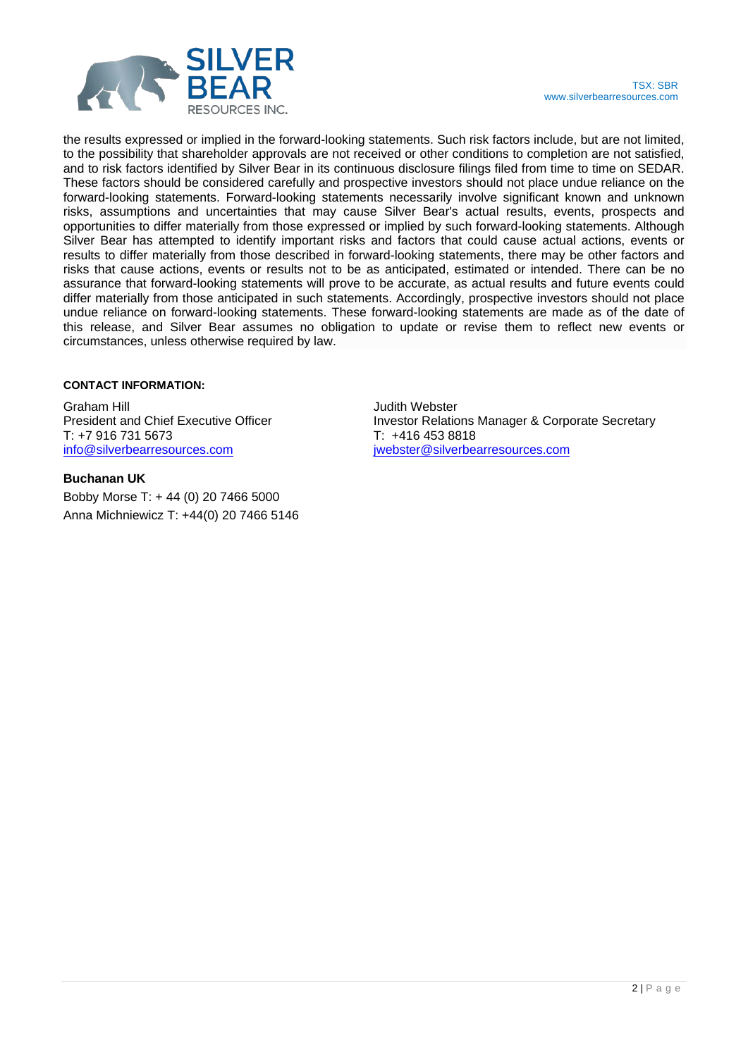the results expressed or implied in the forward-looking statements. Such risk factors include, but are not limited, to the possibility that shareholder approvals are not received or other conditions to completion are not satisfied, and to risk factors identified by Silver Bear in its continuous disclosure filings filed from time to time on SEDAR. These factors should be considered carefully and prospective investors should not place undue reliance on the forward-looking statements. Forward-looking statements necessarily involve significant known and unknown risks, assumptions and uncertainties that may cause Silver Bear's actual results, events, prospects and opportunities to differ materially from those expressed or implied by such forward-looking statements. Although Silver Bear has attempted to identify important risks and factors that could cause actual actions, events or results to differ materially from those described in forward-looking statements, there may be other factors and risks that cause actions, events or results not to be as anticipated, estimated or intended. There can be no assurance that forward-looking statements will prove to be accurate, as actual results and future events could differ materially from those anticipated in such statements. Accordingly, prospective investors should not place undue reliance on forward-looking statements. These forward-looking statements are made as of the date of this release, and Silver Bear assumes no obligation to update or revise them to reflect new events or circumstances, unless otherwise required by law.

**CONTACT INFORMATION:**

Graham Hill
President and Chief Executive Officer
T: +7 916 731 5673
info@silverbearresources.com

Judith Webster
Investor Relations Manager & Corporate Secretary
T: +416 453 8818
jwebster@silverbearresources.com

**Buchanan UK**

Bobby Morse T: + 44 (0) 20 7466 5000

Anna Michniewicz T: +44(0) 20 7466 5146